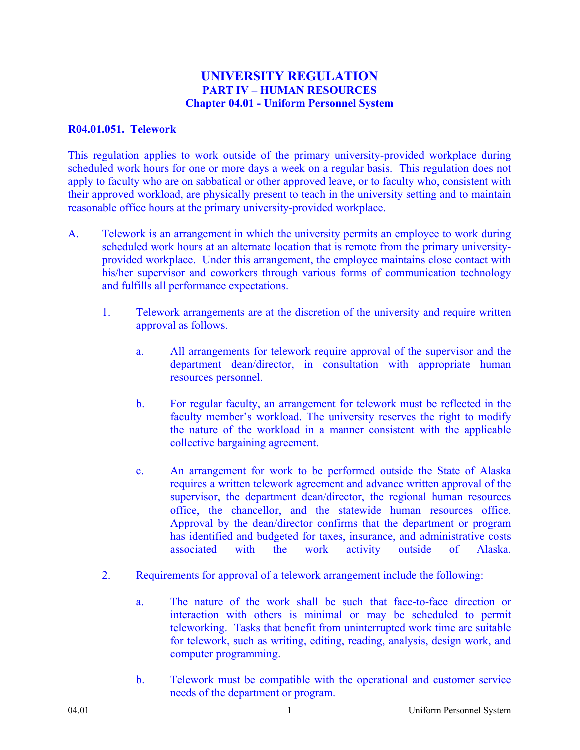# UNIVERSITY REGULATION
## PART IV – HUMAN RESOURCES
## Chapter 04.01 - Uniform Personnel System

### R04.01.051. Telework

This regulation applies to work outside of the primary university-provided workplace during scheduled work hours for one or more days a week on a regular basis. This regulation does not apply to faculty who are on sabbatical or other approved leave, or to faculty who, consistent with their approved workload, are physically present to teach in the university setting and to maintain reasonable office hours at the primary university-provided workplace.

A. Telework is an arrangement in which the university permits an employee to work during scheduled work hours at an alternate location that is remote from the primary university-provided workplace. Under this arrangement, the employee maintains close contact with his/her supervisor and coworkers through various forms of communication technology and fulfills all performance expectations.

   1. Telework arrangements are at the discretion of the university and require written approval as follows.

      a. All arrangements for telework require approval of the supervisor and the department dean/director, in consultation with appropriate human resources personnel.

      b. For regular faculty, an arrangement for telework must be reflected in the faculty member's workload. The university reserves the right to modify the nature of the workload in a manner consistent with the applicable collective bargaining agreement.

      c. An arrangement for work to be performed outside the State of Alaska requires a written telework agreement and advance written approval of the supervisor, the department dean/director, the regional human resources office, the chancellor, and the statewide human resources office. Approval by the dean/director confirms that the department or program has identified and budgeted for taxes, insurance, and administrative costs associated with the work activity outside of Alaska.

   2. Requirements for approval of a telework arrangement include the following:

      a. The nature of the work shall be such that face-to-face direction or interaction with others is minimal or may be scheduled to permit teleworking. Tasks that benefit from uninterrupted work time are suitable for telework, such as writing, editing, reading, analysis, design work, and computer programming.

      b. Telework must be compatible with the operational and customer service needs of the department or program.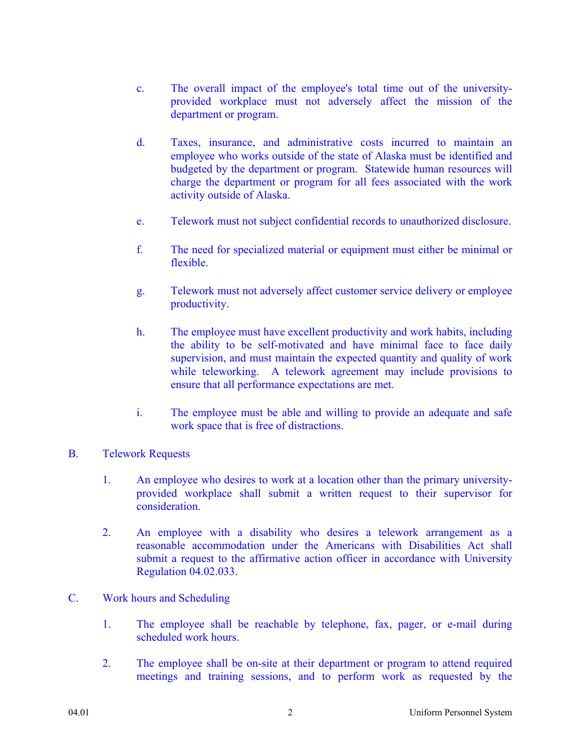c. The overall impact of the employee's total time out of the university-provided workplace must not adversely affect the mission of the department or program.

d. Taxes, insurance, and administrative costs incurred to maintain an employee who works outside of the state of Alaska must be identified and budgeted by the department or program. Statewide human resources will charge the department or program for all fees associated with the work activity outside of Alaska.

e. Telework must not subject confidential records to unauthorized disclosure.

f. The need for specialized material or equipment must either be minimal or flexible.

g. Telework must not adversely affect customer service delivery or employee productivity.

h. The employee must have excellent productivity and work habits, including the ability to be self-motivated and have minimal face to face daily supervision, and must maintain the expected quantity and quality of work while teleworking. A telework agreement may include provisions to ensure that all performance expectations are met.

i. The employee must be able and willing to provide an adequate and safe work space that is free of distractions.

B. Telework Requests

1. An employee who desires to work at a location other than the primary university-provided workplace shall submit a written request to their supervisor for consideration.

2. An employee with a disability who desires a telework arrangement as a reasonable accommodation under the Americans with Disabilities Act shall submit a request to the affirmative action officer in accordance with University Regulation 04.02.033.

C. Work hours and Scheduling

1. The employee shall be reachable by telephone, fax, pager, or e-mail during scheduled work hours.

2. The employee shall be on-site at their department or program to attend required meetings and training sessions, and to perform work as requested by the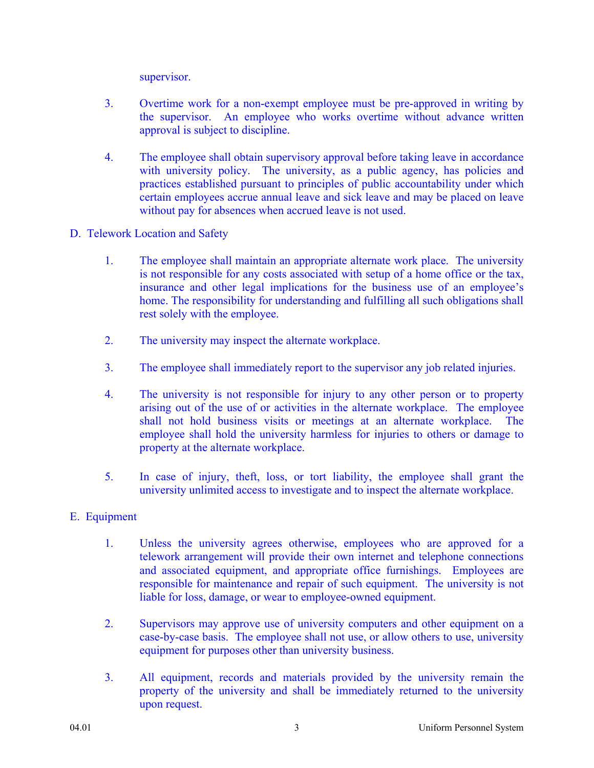supervisor.

3. Overtime work for a non-exempt employee must be pre-approved in writing by the supervisor. An employee who works overtime without advance written approval is subject to discipline.

4. The employee shall obtain supervisory approval before taking leave in accordance with university policy. The university, as a public agency, has policies and practices established pursuant to principles of public accountability under which certain employees accrue annual leave and sick leave and may be placed on leave without pay for absences when accrued leave is not used.

D. Telework Location and Safety

1. The employee shall maintain an appropriate alternate work place. The university is not responsible for any costs associated with setup of a home office or the tax, insurance and other legal implications for the business use of an employee's home. The responsibility for understanding and fulfilling all such obligations shall rest solely with the employee.

2. The university may inspect the alternate workplace.

3. The employee shall immediately report to the supervisor any job related injuries.

4. The university is not responsible for injury to any other person or to property arising out of the use of or activities in the alternate workplace. The employee shall not hold business visits or meetings at an alternate workplace. The employee shall hold the university harmless for injuries to others or damage to property at the alternate workplace.

5. In case of injury, theft, loss, or tort liability, the employee shall grant the university unlimited access to investigate and to inspect the alternate workplace.

E. Equipment

1. Unless the university agrees otherwise, employees who are approved for a telework arrangement will provide their own internet and telephone connections and associated equipment, and appropriate office furnishings. Employees are responsible for maintenance and repair of such equipment. The university is not liable for loss, damage, or wear to employee-owned equipment.

2. Supervisors may approve use of university computers and other equipment on a case-by-case basis. The employee shall not use, or allow others to use, university equipment for purposes other than university business.

3. All equipment, records and materials provided by the university remain the property of the university and shall be immediately returned to the university upon request.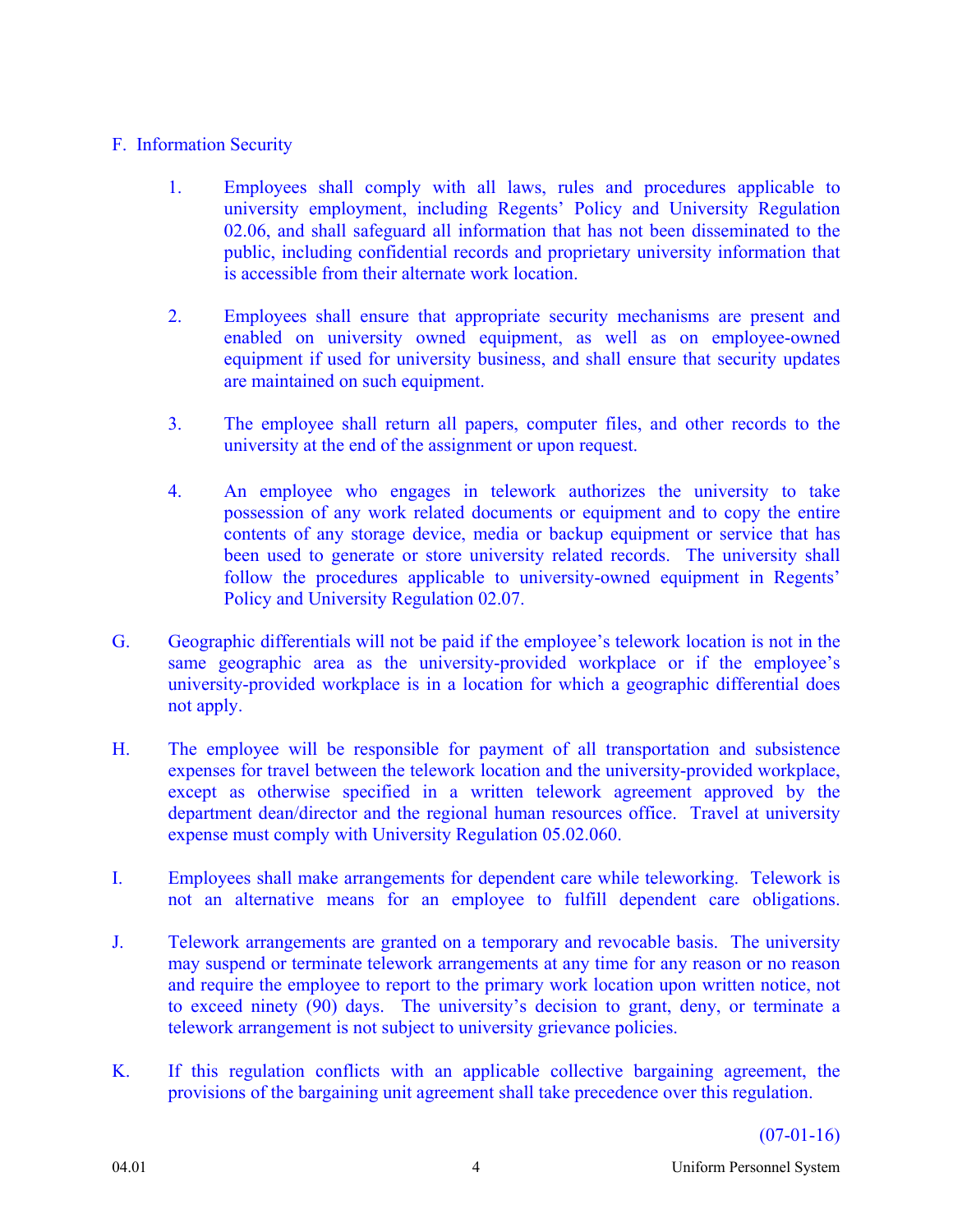F. Information Security

1. Employees shall comply with all laws, rules and procedures applicable to university employment, including Regents' Policy and University Regulation 02.06, and shall safeguard all information that has not been disseminated to the public, including confidential records and proprietary university information that is accessible from their alternate work location.

2. Employees shall ensure that appropriate security mechanisms are present and enabled on university owned equipment, as well as on employee-owned equipment if used for university business, and shall ensure that security updates are maintained on such equipment.

3. The employee shall return all papers, computer files, and other records to the university at the end of the assignment or upon request.

4. An employee who engages in telework authorizes the university to take possession of any work related documents or equipment and to copy the entire contents of any storage device, media or backup equipment or service that has been used to generate or store university related records. The university shall follow the procedures applicable to university-owned equipment in Regents' Policy and University Regulation 02.07.

G. Geographic differentials will not be paid if the employee's telework location is not in the same geographic area as the university-provided workplace or if the employee's university-provided workplace is in a location for which a geographic differential does not apply.

H. The employee will be responsible for payment of all transportation and subsistence expenses for travel between the telework location and the university-provided workplace, except as otherwise specified in a written telework agreement approved by the department dean/director and the regional human resources office. Travel at university expense must comply with University Regulation 05.02.060.

I. Employees shall make arrangements for dependent care while teleworking. Telework is not an alternative means for an employee to fulfill dependent care obligations.

J. Telework arrangements are granted on a temporary and revocable basis. The university may suspend or terminate telework arrangements at any time for any reason or no reason and require the employee to report to the primary work location upon written notice, not to exceed ninety (90) days. The university's decision to grant, deny, or terminate a telework arrangement is not subject to university grievance policies.

K. If this regulation conflicts with an applicable collective bargaining agreement, the provisions of the bargaining unit agreement shall take precedence over this regulation.

(07-01-16)